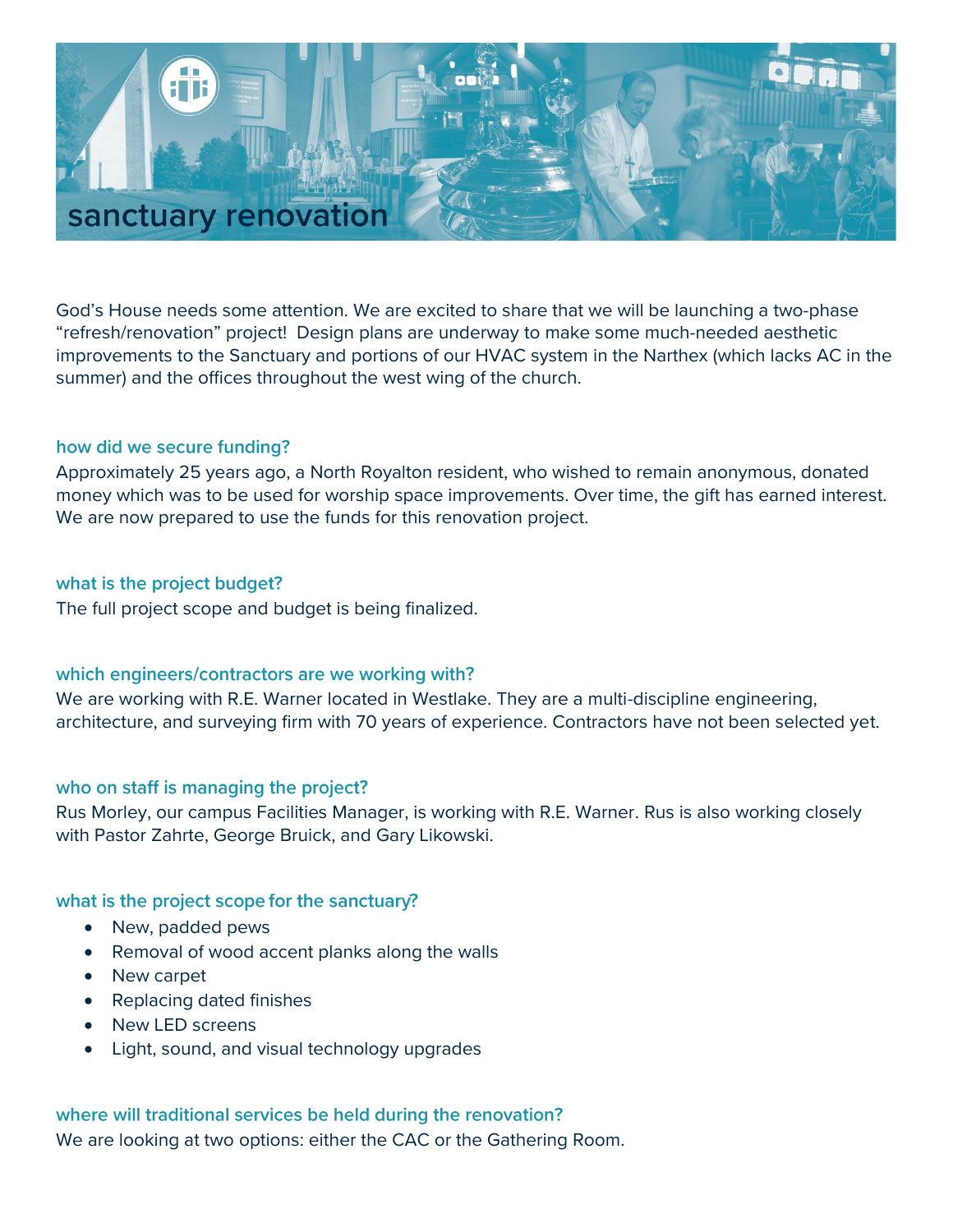# sanctuary renovation

God's House needs some attention. We are excited to share that we will be launching a two-phase "refresh/renovation" project! Design plans are underway to make some much-needed aesthetic improvements to the Sanctuary and portions of our HVAC system in the Narthex (which lacks AC in the summer) and the offices throughout the west wing of the church.

### how did we secure funding?

Approximately 25 years ago, a North Royalton resident, who wished to remain anonymous, donated money which was to be used for worship space improvements. Over time, the gift has earned interest. We are now prepared to use the funds for this renovation project.

### what is the project budget?

The full project scope and budget is being finalized.

### which engineers/contractors are we working with?

We are working with R.E. Warner located in Westlake. They are a multi-discipline engineering, architecture, and surveying firm with 70 years of experience. Contractors have not been selected yet.

### who on staff is managing the project?

Rus Morley, our campus Facilities Manager, is working with R.E. Warner. Rus is also working closely with Pastor Zahrte, George Bruick, and Gary Likowski.

### what is the project scope for the sanctuary?

- New, padded pews
- Removal of wood accent planks along the walls
- New carpet
- Replacing dated finishes
- New LED screens
- Light, sound, and visual technology upgrades

### where will traditional services be held during the renovation?

We are looking at two options: either the CAC or the Gathering Room.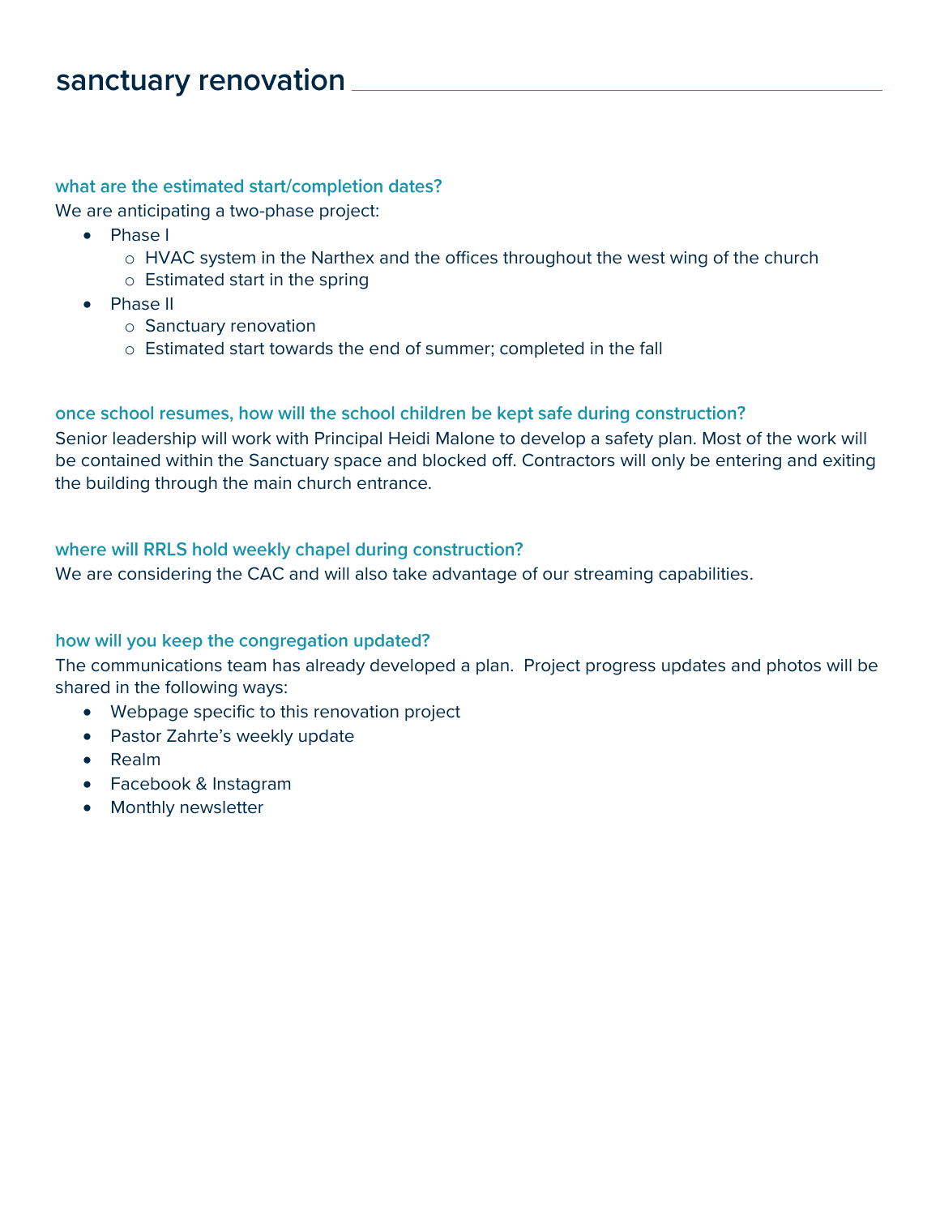# sanctuary renovation

### what are the estimated start/completion dates?

We are anticipating a two-phase project:

- Phase I
  - HVAC system in the Narthex and the offices throughout the west wing of the church
  - Estimated start in the spring
- Phase II
  - Sanctuary renovation
  - Estimated start towards the end of summer; completed in the fall

### once school resumes, how will the school children be kept safe during construction?

Senior leadership will work with Principal Heidi Malone to develop a safety plan. Most of the work will be contained within the Sanctuary space and blocked off. Contractors will only be entering and exiting the building through the main church entrance.

### where will RRLS hold weekly chapel during construction?

We are considering the CAC and will also take advantage of our streaming capabilities.

### how will you keep the congregation updated?

The communications team has already developed a plan. Project progress updates and photos will be shared in the following ways:

- Webpage specific to this renovation project
- Pastor Zahrte's weekly update
- Realm
- Facebook & Instagram
- Monthly newsletter